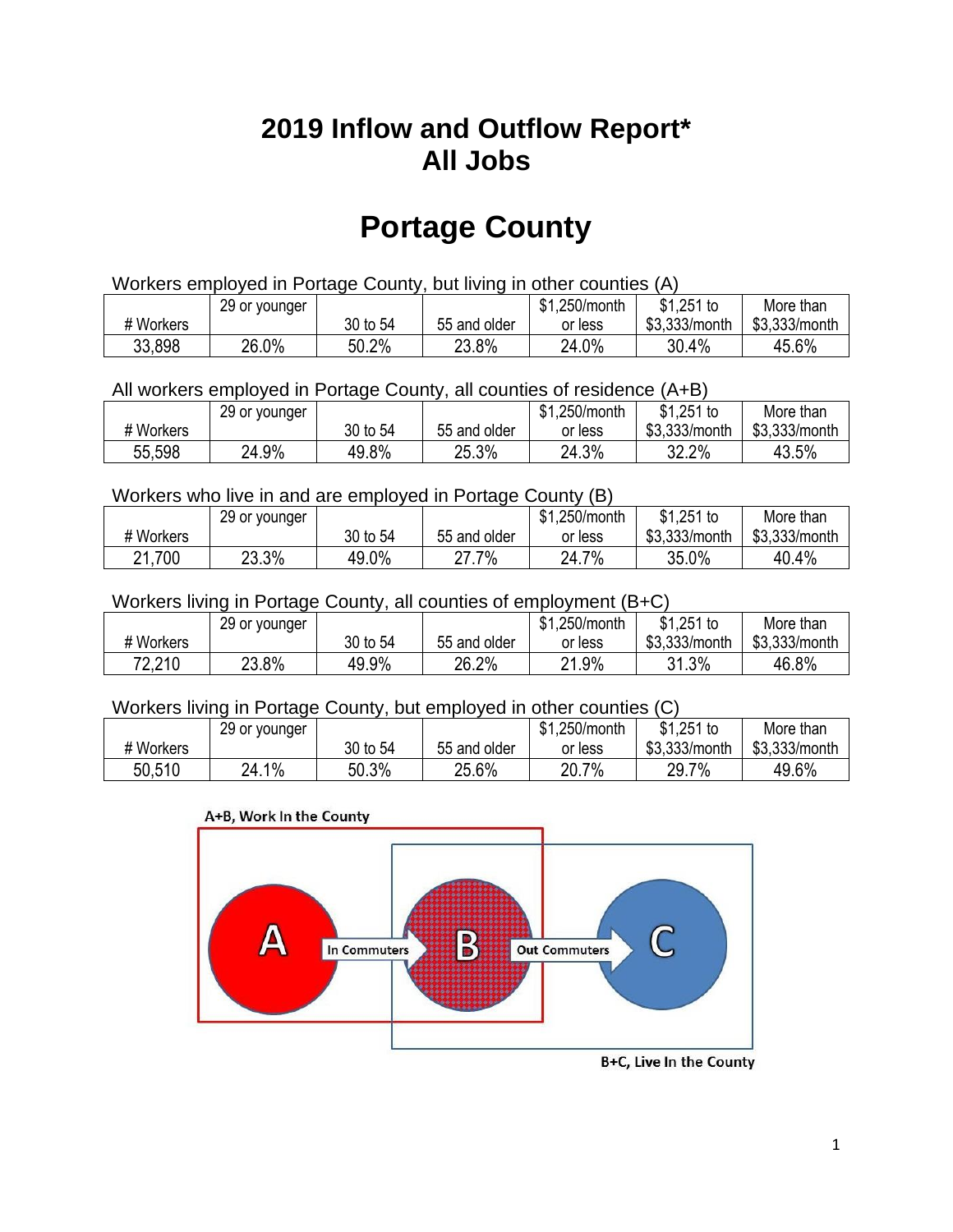# 2019 Inflow and Outflow Report*
# All Jobs

# Portage County

Workers employed in Portage County, but living in other counties (A)

| # Workers | 29 or younger | 30 to 54 | 55 and older | $1,250/month or less | $1,251 to $3,333/month | More than $3,333/month |
|---|---|---|---|---|---|---|
| 33,898 | 26.0% | 50.2% | 23.8% | 24.0% | 30.4% | 45.6% |

All workers employed in Portage County, all counties of residence (A+B)

| # Workers | 29 or younger | 30 to 54 | 55 and older | $1,250/month or less | $1,251 to $3,333/month | More than $3,333/month |
|---|---|---|---|---|---|---|
| 55,598 | 24.9% | 49.8% | 25.3% | 24.3% | 32.2% | 43.5% |

Workers who live in and are employed in Portage County (B)

| # Workers | 29 or younger | 30 to 54 | 55 and older | $1,250/month or less | $1,251 to $3,333/month | More than $3,333/month |
|---|---|---|---|---|---|---|
| 21,700 | 23.3% | 49.0% | 27.7% | 24.7% | 35.0% | 40.4% |

Workers living in Portage County, all counties of employment (B+C)

| # Workers | 29 or younger | 30 to 54 | 55 and older | $1,250/month or less | $1,251 to $3,333/month | More than $3,333/month |
|---|---|---|---|---|---|---|
| 72,210 | 23.8% | 49.9% | 26.2% | 21.9% | 31.3% | 46.8% |

Workers living in Portage County, but employed in other counties (C)

| # Workers | 29 or younger | 30 to 54 | 55 and older | $1,250/month or less | $1,251 to $3,333/month | More than $3,333/month |
|---|---|---|---|---|---|---|
| 50,510 | 24.1% | 50.3% | 25.6% | 20.7% | 29.7% | 49.6% |

A+B, Work In the County

A — In Commuters → B — Out Commuters → C

B+C, Live In the County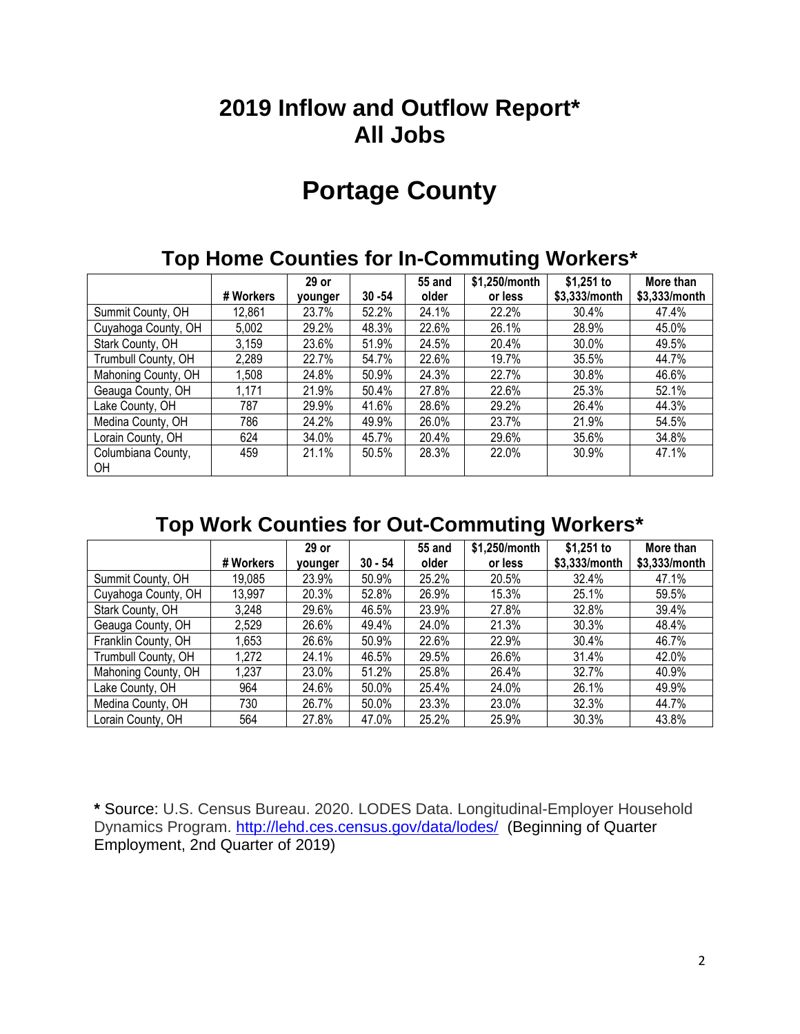# 2019 Inflow and Outflow Report*
# All Jobs

# Portage County

## Top Home Counties for In-Commuting Workers*

| | # Workers | 29 or younger | 30 -54 | 55 and older | $1,250/month or less | $1,251 to $3,333/month | More than $3,333/month |
|---|---|---|---|---|---|---|---|
| Summit County, OH | 12,861 | 23.7% | 52.2% | 24.1% | 22.2% | 30.4% | 47.4% |
| Cuyahoga County, OH | 5,002 | 29.2% | 48.3% | 22.6% | 26.1% | 28.9% | 45.0% |
| Stark County, OH | 3,159 | 23.6% | 51.9% | 24.5% | 20.4% | 30.0% | 49.5% |
| Trumbull County, OH | 2,289 | 22.7% | 54.7% | 22.6% | 19.7% | 35.5% | 44.7% |
| Mahoning County, OH | 1,508 | 24.8% | 50.9% | 24.3% | 22.7% | 30.8% | 46.6% |
| Geauga County, OH | 1,171 | 21.9% | 50.4% | 27.8% | 22.6% | 25.3% | 52.1% |
| Lake County, OH | 787 | 29.9% | 41.6% | 28.6% | 29.2% | 26.4% | 44.3% |
| Medina County, OH | 786 | 24.2% | 49.9% | 26.0% | 23.7% | 21.9% | 54.5% |
| Lorain County, OH | 624 | 34.0% | 45.7% | 20.4% | 29.6% | 35.6% | 34.8% |
| Columbiana County, OH | 459 | 21.1% | 50.5% | 28.3% | 22.0% | 30.9% | 47.1% |

## Top Work Counties for Out-Commuting Workers*

| | # Workers | 29 or younger | 30 - 54 | 55 and older | $1,250/month or less | $1,251 to $3,333/month | More than $3,333/month |
|---|---|---|---|---|---|---|---|
| Summit County, OH | 19,085 | 23.9% | 50.9% | 25.2% | 20.5% | 32.4% | 47.1% |
| Cuyahoga County, OH | 13,997 | 20.3% | 52.8% | 26.9% | 15.3% | 25.1% | 59.5% |
| Stark County, OH | 3,248 | 29.6% | 46.5% | 23.9% | 27.8% | 32.8% | 39.4% |
| Geauga County, OH | 2,529 | 26.6% | 49.4% | 24.0% | 21.3% | 30.3% | 48.4% |
| Franklin County, OH | 1,653 | 26.6% | 50.9% | 22.6% | 22.9% | 30.4% | 46.7% |
| Trumbull County, OH | 1,272 | 24.1% | 46.5% | 29.5% | 26.6% | 31.4% | 42.0% |
| Mahoning County, OH | 1,237 | 23.0% | 51.2% | 25.8% | 26.4% | 32.7% | 40.9% |
| Lake County, OH | 964 | 24.6% | 50.0% | 25.4% | 24.0% | 26.1% | 49.9% |
| Medina County, OH | 730 | 26.7% | 50.0% | 23.3% | 23.0% | 32.3% | 44.7% |
| Lorain County, OH | 564 | 27.8% | 47.0% | 25.2% | 25.9% | 30.3% | 43.8% |

**\*** Source: U.S. Census Bureau. 2020. LODES Data. Longitudinal-Employer Household Dynamics Program. http://lehd.ces.census.gov/data/lodes/ (Beginning of Quarter Employment, 2nd Quarter of 2019)